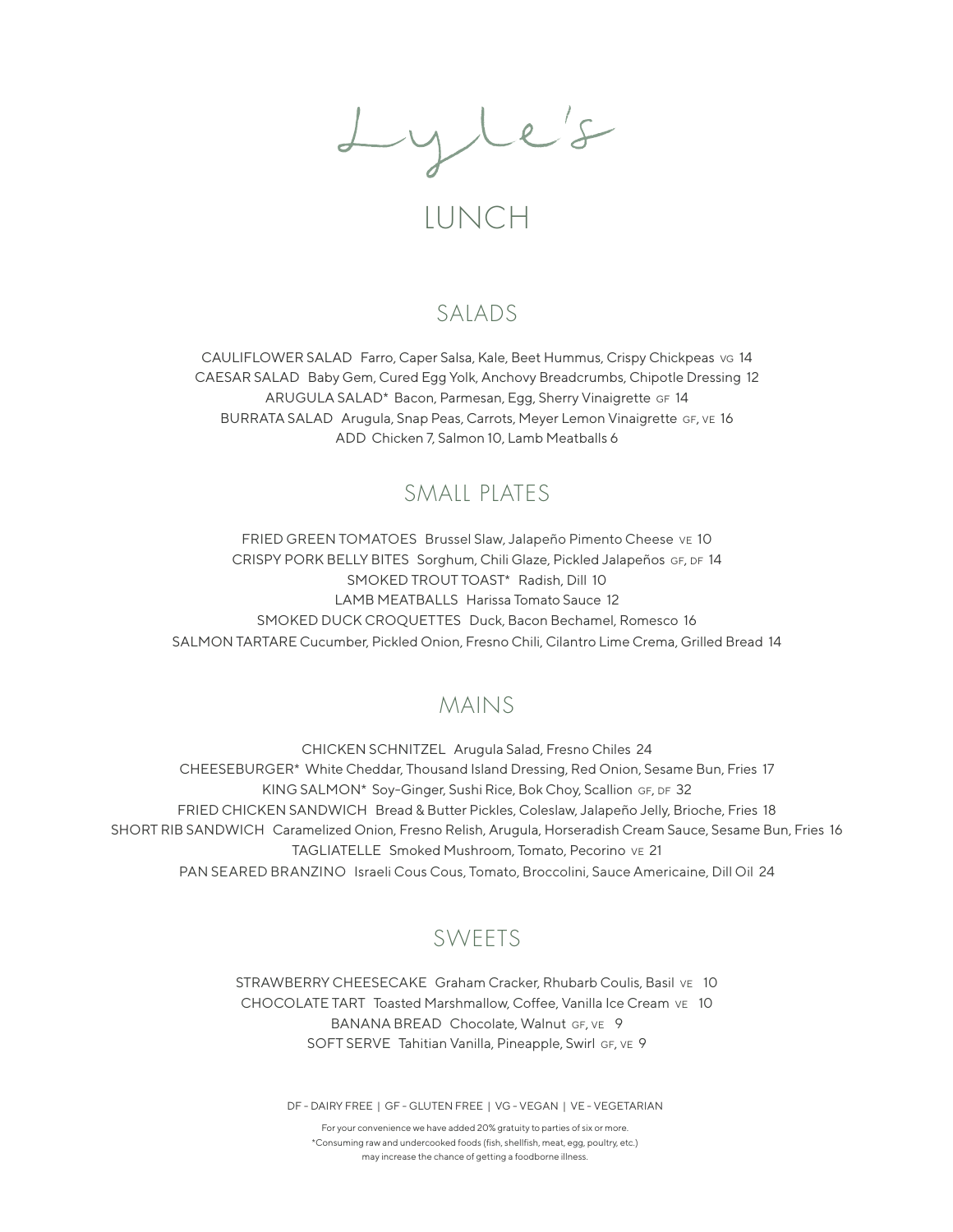# Lyle's

## LUNCH

### SALADS

CAULIFLOWER SALAD Farro, Caper Salsa, Kale, Beet Hummus, Crispy Chickpeas VG 14
CAESAR SALAD Baby Gem, Cured Egg Yolk, Anchovy Breadcrumbs, Chipotle Dressing 12
ARUGULA SALAD* Bacon, Parmesan, Egg, Sherry Vinaigrette GF 14
BURRATA SALAD Arugula, Snap Peas, Carrots, Meyer Lemon Vinaigrette GF, VE 16
ADD Chicken 7, Salmon 10, Lamb Meatballs 6

### SMALL PLATES

FRIED GREEN TOMATOES Brussel Slaw, Jalapeño Pimento Cheese VE 10
CRISPY PORK BELLY BITES Sorghum, Chili Glaze, Pickled Jalapeños GF, DF 14
SMOKED TROUT TOAST* Radish, Dill 10
LAMB MEATBALLS Harissa Tomato Sauce 12
SMOKED DUCK CROQUETTES Duck, Bacon Bechamel, Romesco 16
SALMON TARTARE Cucumber, Pickled Onion, Fresno Chili, Cilantro Lime Crema, Grilled Bread 14

### MAINS

CHICKEN SCHNITZEL Arugula Salad, Fresno Chiles 24
CHEESEBURGER* White Cheddar, Thousand Island Dressing, Red Onion, Sesame Bun, Fries 17
KING SALMON* Soy-Ginger, Sushi Rice, Bok Choy, Scallion GF, DF 32
FRIED CHICKEN SANDWICH Bread & Butter Pickles, Coleslaw, Jalapeño Jelly, Brioche, Fries 18
SHORT RIB SANDWICH Caramelized Onion, Fresno Relish, Arugula, Horseradish Cream Sauce, Sesame Bun, Fries 16
TAGLIATELLE Smoked Mushroom, Tomato, Pecorino VE 21
PAN SEARED BRANZINO Israeli Cous Cous, Tomato, Broccolini, Sauce Americaine, Dill Oil 24

### SWEETS

STRAWBERRY CHEESECAKE Graham Cracker, Rhubarb Coulis, Basil VE 10
CHOCOLATE TART Toasted Marshmallow, Coffee, Vanilla Ice Cream VE 10
BANANA BREAD Chocolate, Walnut GF, VE 9
SOFT SERVE Tahitian Vanilla, Pineapple, Swirl GF, VE 9

DF - DAIRY FREE | GF - GLUTEN FREE | VG - VEGAN | VE - VEGETARIAN

For your convenience we have added 20% gratuity to parties of six or more.
*Consuming raw and undercooked foods (fish, shellfish, meat, egg, poultry, etc.) may increase the chance of getting a foodborne illness.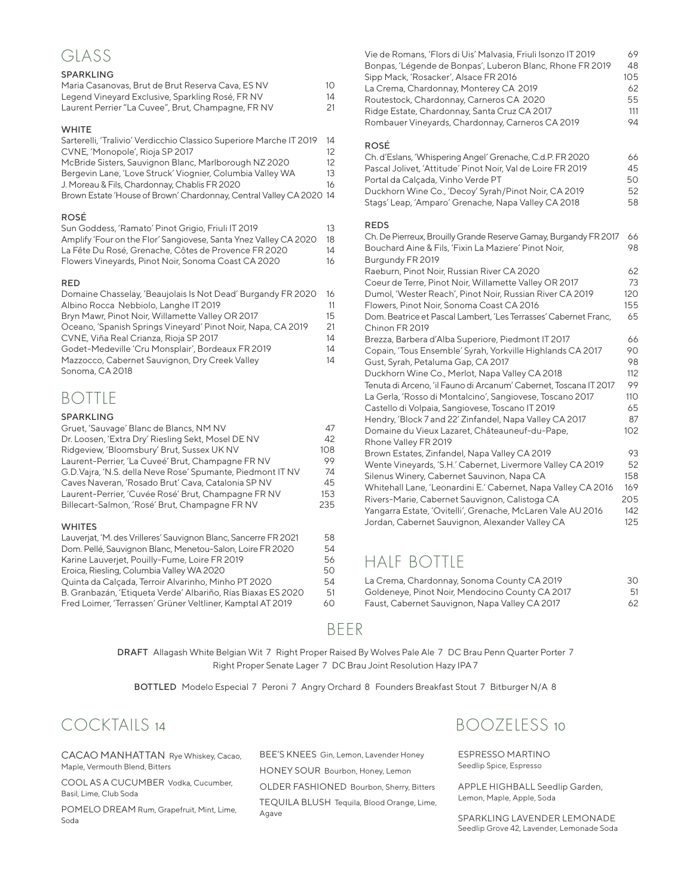# GLASS

## SPARKLING

| | |
|---|---|
| Maria Casanovas, Brut de Brut Reserva Cava, ES NV | 10 |
| Legend Vineyard Exclusive, Sparkling Rosé, FR NV | 14 |
| Laurent Perrier "La Cuvee", Brut, Champagne, FR NV | 21 |

## WHITE

| | |
|---|---|
| Sarterelli, 'Tralivio' Verdicchio Classico Superiore Marche IT 2019 | 14 |
| CVNE, 'Monopole', Rioja SP 2017 | 12 |
| McBride Sisters, Sauvignon Blanc, Marlborough NZ 2020 | 12 |
| Bergevin Lane, 'Love Struck' Viognier, Columbia Valley WA | 13 |
| J. Moreau & Fils, Chardonnay, Chablis FR 2020 | 16 |
| Brown Estate 'House of Brown' Chardonnay, Central Valley CA 2020 | 14 |

## ROSÉ

| | |
|---|---|
| Sun Goddess, 'Ramato' Pinot Grigio, Friuli IT 2019 | 13 |
| Amplify 'Four on the Flor' Sangiovese, Santa Ynez Valley CA 2020 | 18 |
| La Fête Du Rosé, Grenache, Côtes de Provence FR 2020 | 14 |
| Flowers Vineyards, Pinot Noir, Sonoma Coast CA 2020 | 16 |

## RED

| | |
|---|---|
| Domaine Chasselay, 'Beaujolais Is Not Dead' Burgandy FR 2020 | 16 |
| Albino Rocca Nebbiolo, Langhe IT 2019 | 11 |
| Bryn Mawr, Pinot Noir, Willamette Valley OR 2017 | 15 |
| Oceano, 'Spanish Springs Vineyard' Pinot Noir, Napa, CA 2019 | 21 |
| CVNE, Viña Real Crianza, Rioja SP 2017 | 14 |
| Godet-Medeville 'Cru Monsplair', Bordeaux FR 2019 | 14 |
| Mazzocco, Cabernet Sauvignon, Dry Creek Valley Sonoma, CA 2018 | 14 |

# BOTTLE

## SPARKLING

| | |
|---|---|
| Gruet, 'Sauvage' Blanc de Blancs, NM NV | 47 |
| Dr. Loosen, 'Extra Dry' Riesling Sekt, Mosel DE NV | 42 |
| Ridgeview, 'Bloomsbury' Brut, Sussex UK NV | 108 |
| Laurent-Perrier, 'La Cuveé' Brut, Champagne FR NV | 99 |
| G.D.Vajra, 'N.S. della Neve Rose' Spumante, Piedmont IT NV | 74 |
| Caves Naveran, 'Rosado Brut' Cava, Catalonia SP NV | 45 |
| Laurent-Perrier, 'Cuvée Rosé' Brut, Champagne FR NV | 153 |
| Billecart-Salmon, 'Rosé' Brut, Champagne FR NV | 235 |

## WHITES

| | |
|---|---|
| Lauverjat, 'M. des Vrilleres' Sauvignon Blanc, Sancerre FR 2021 | 58 |
| Dom. Pellé, Sauvignon Blanc, Menetou-Salon, Loire FR 2020 | 54 |
| Karine Lauverjet, Pouilly-Fume, Loire FR 2019 | 56 |
| Eroica, Riesling, Columbia Valley WA 2020 | 50 |
| Quinta da Calçada, Terroir Alvarinho, Minho PT 2020 | 54 |
| B. Granbazán, 'Etiqueta Verde' Albariño, Rías Biaxas ES 2020 | 51 |
| Fred Loimer, 'Terrassen' Grüner Veltliner, Kamptal AT 2019 | 60 |
| Vie de Romans, 'Flors di Uis' Malvasia, Friuli Isonzo IT 2019 | 69 |
| Bonpas, 'Légende de Bonpas', Luberon Blanc, Rhone FR 2019 | 48 |
| Sipp Mack, 'Rosacker', Alsace FR 2016 | 105 |
| La Crema, Chardonnay, Monterey CA 2019 | 62 |
| Routestock, Chardonnay, Carneros CA 2020 | 55 |
| Ridge Estate, Chardonnay, Santa Cruz CA 2017 | 111 |
| Rombauer Vineyards, Chardonnay, Carneros CA 2019 | 94 |

## ROSÉ

| | |
|---|---|
| Ch. d'Eslans, 'Whispering Angel' Grenache, C.d.P. FR 2020 | 66 |
| Pascal Jolivet, 'Attitude' Pinot Noir, Val de Loire FR 2019 | 45 |
| Portal da Calçada, Vinho Verde PT | 50 |
| Duckhorn Wine Co., 'Decoy' Syrah/Pinot Noir, CA 2019 | 52 |
| Stags' Leap, 'Amparo' Grenache, Napa Valley CA 2018 | 58 |

## REDS

| | |
|---|---|
| Ch. De Pierreux, Brouilly Grande Reserve Gamay, Burgandy FR 2017 | 66 |
| Bouchard Aine & Fils, 'Fixin La Maziere' Pinot Noir, Burgundy FR 2019 | 98 |
| Raeburn, Pinot Noir, Russian River CA 2020 | 62 |
| Coeur de Terre, Pinot Noir, Willamette Valley OR 2017 | 73 |
| Dumol, 'Wester Reach', Pinot Noir, Russian River CA 2019 | 120 |
| Flowers, Pinot Noir, Sonoma Coast CA 2016 | 155 |
| Dom. Beatrice et Pascal Lambert, 'Les Terrasses' Cabernet Franc, Chinon FR 2019 | 65 |
| Brezza, Barbera d'Alba Superiore, Piedmont IT 2017 | 66 |
| Copain, 'Tous Ensemble' Syrah, Yorkville Highlands CA 2017 | 90 |
| Gust, Syrah, Petaluma Gap, CA 2017 | 98 |
| Duckhorn Wine Co., Merlot, Napa Valley CA 2018 | 112 |
| Tenuta di Arceno, 'il Fauno di Arcanum' Cabernet, Toscana IT 2017 | 99 |
| La Gerla, 'Rosso di Montalcino', Sangiovese, Toscano 2017 | 110 |
| Castello di Volpaia, Sangiovese, Toscano IT 2019 | 65 |
| Hendry, 'Block 7 and 22' Zinfandel, Napa Valley CA 2017 | 87 |
| Domaine du Vieux Lazaret, Châteauneuf-du-Pape, Rhone Valley FR 2019 | 102 |
| Brown Estates, Zinfandel, Napa Valley CA 2019 | 93 |
| Wente Vineyards, 'S.H.' Cabernet, Livermore Valley CA 2019 | 52 |
| Silenus Winery, Cabernet Sauvinon, Napa CA | 158 |
| Whitehall Lane, 'Leonardini E.' Cabernet, Napa Valley CA 2016 | 169 |
| Rivers-Marie, Cabernet Sauvignon, Calistoga CA | 205 |
| Yangarra Estate, 'Ovitelli', Grenache, McLaren Vale AU 2016 | 142 |
| Jordan, Cabernet Sauvignon, Alexander Valley CA | 125 |

# HALF BOTTLE

| | |
|---|---|
| La Crema, Chardonnay, Sonoma County CA 2019 | 30 |
| Goldeneye, Pinot Noir, Mendocino County CA 2017 | 51 |
| Faust, Cabernet Sauvignon, Napa Valley CA 2017 | 62 |

# BEER

**DRAFT** Allagash White Belgian Wit 7 Right Proper Raised By Wolves Pale Ale 7 DC Brau Penn Quarter Porter 7 Right Proper Senate Lager 7 DC Brau Joint Resolution Hazy IPA 7

**BOTTLED** Modelo Especial 7 Peroni 7 Angry Orchard 8 Founders Breakfast Stout 7 Bitburger N/A 8

# COCKTAILS 14

CACAO MANHATTAN Rye Whiskey, Cacao, Maple, Vermouth Blend, Bitters

COOL AS A CUCUMBER Vodka, Cucumber, Basil, Lime, Club Soda

POMELO DREAM Rum, Grapefruit, Mint, Lime, Soda

BEE'S KNEES Gin, Lemon, Lavender Honey

HONEY SOUR Bourbon, Honey, Lemon

OLDER FASHIONED Bourbon, Sherry, Bitters

TEQUILA BLUSH Tequila, Blood Orange, Lime, Agave

# BOOZELESS 10

ESPRESSO MARTINO Seedlip Spice, Espresso

APPLE HIGHBALL Seedlip Garden, Lemon, Maple, Apple, Soda

SPARKLING LAVENDER LEMONADE Seedlip Grove 42, Lavender, Lemonade Soda